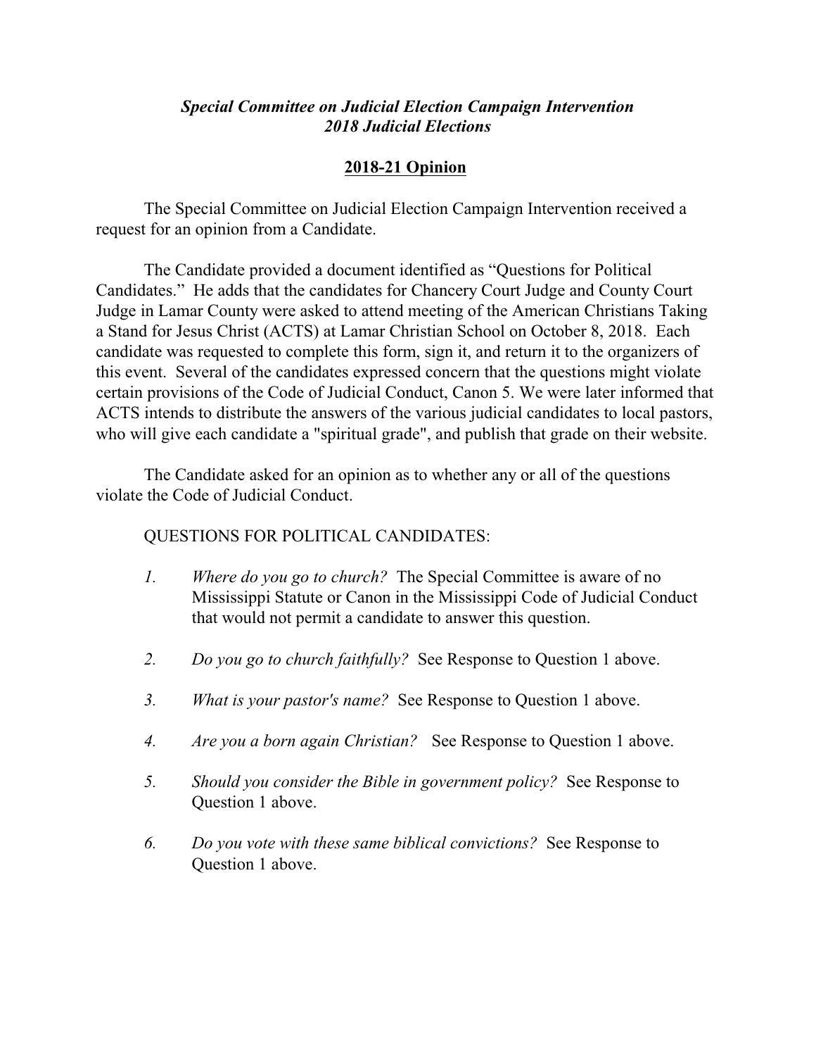***Special Committee on Judicial Election Campaign Intervention***
***2018 Judicial Elections***

## 2018-21 Opinion

The Special Committee on Judicial Election Campaign Intervention received a request for an opinion from a Candidate.

The Candidate provided a document identified as "Questions for Political Candidates." He adds that the candidates for Chancery Court Judge and County Court Judge in Lamar County were asked to attend meeting of the American Christians Taking a Stand for Jesus Christ (ACTS) at Lamar Christian School on October 8, 2018. Each candidate was requested to complete this form, sign it, and return it to the organizers of this event. Several of the candidates expressed concern that the questions might violate certain provisions of the Code of Judicial Conduct, Canon 5. We were later informed that ACTS intends to distribute the answers of the various judicial candidates to local pastors, who will give each candidate a "spiritual grade", and publish that grade on their website.

The Candidate asked for an opinion as to whether any or all of the questions violate the Code of Judicial Conduct.

QUESTIONS FOR POLITICAL CANDIDATES:

1. *Where do you go to church?* The Special Committee is aware of no Mississippi Statute or Canon in the Mississippi Code of Judicial Conduct that would not permit a candidate to answer this question.

2. *Do you go to church faithfully?* See Response to Question 1 above.

3. *What is your pastor's name?* See Response to Question 1 above.

4. *Are you a born again Christian?* See Response to Question 1 above.

5. *Should you consider the Bible in government policy?* See Response to Question 1 above.

6. *Do you vote with these same biblical convictions?* See Response to Question 1 above.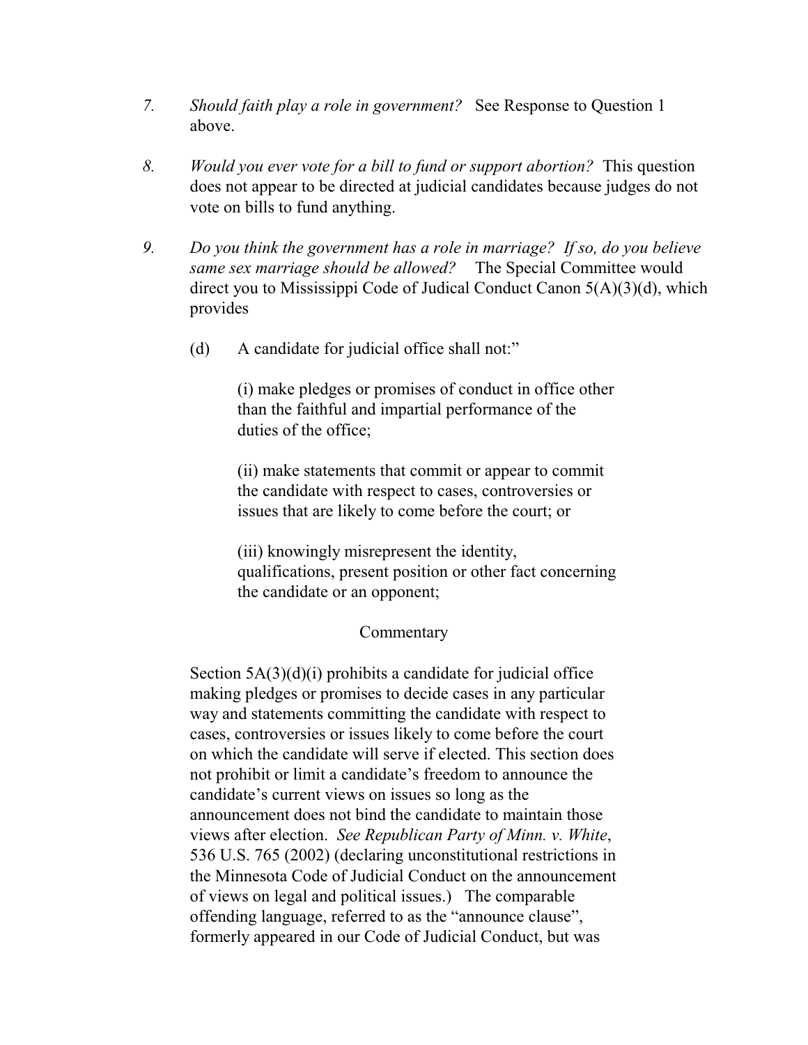7. *Should faith play a role in government?* See Response to Question 1 above.

8. *Would you ever vote for a bill to fund or support abortion?* This question does not appear to be directed at judicial candidates because judges do not vote on bills to fund anything.

9. *Do you think the government has a role in marriage? If so, do you believe same sex marriage should be allowed?* The Special Committee would direct you to Mississippi Code of Judical Conduct Canon 5(A)(3)(d), which provides

   (d) A candidate for judicial office shall not:"

   (i) make pledges or promises of conduct in office other than the faithful and impartial performance of the duties of the office;

   (ii) make statements that commit or appear to commit the candidate with respect to cases, controversies or issues that are likely to come before the court; or

   (iii) knowingly misrepresent the identity, qualifications, present position or other fact concerning the candidate or an opponent;

   Commentary

   Section 5A(3)(d)(i) prohibits a candidate for judicial office making pledges or promises to decide cases in any particular way and statements committing the candidate with respect to cases, controversies or issues likely to come before the court on which the candidate will serve if elected. This section does not prohibit or limit a candidate's freedom to announce the candidate's current views on issues so long as the announcement does not bind the candidate to maintain those views after election. *See Republican Party of Minn. v. White*, 536 U.S. 765 (2002) (declaring unconstitutional restrictions in the Minnesota Code of Judicial Conduct on the announcement of views on legal and political issues.) The comparable offending language, referred to as the "announce clause", formerly appeared in our Code of Judicial Conduct, but was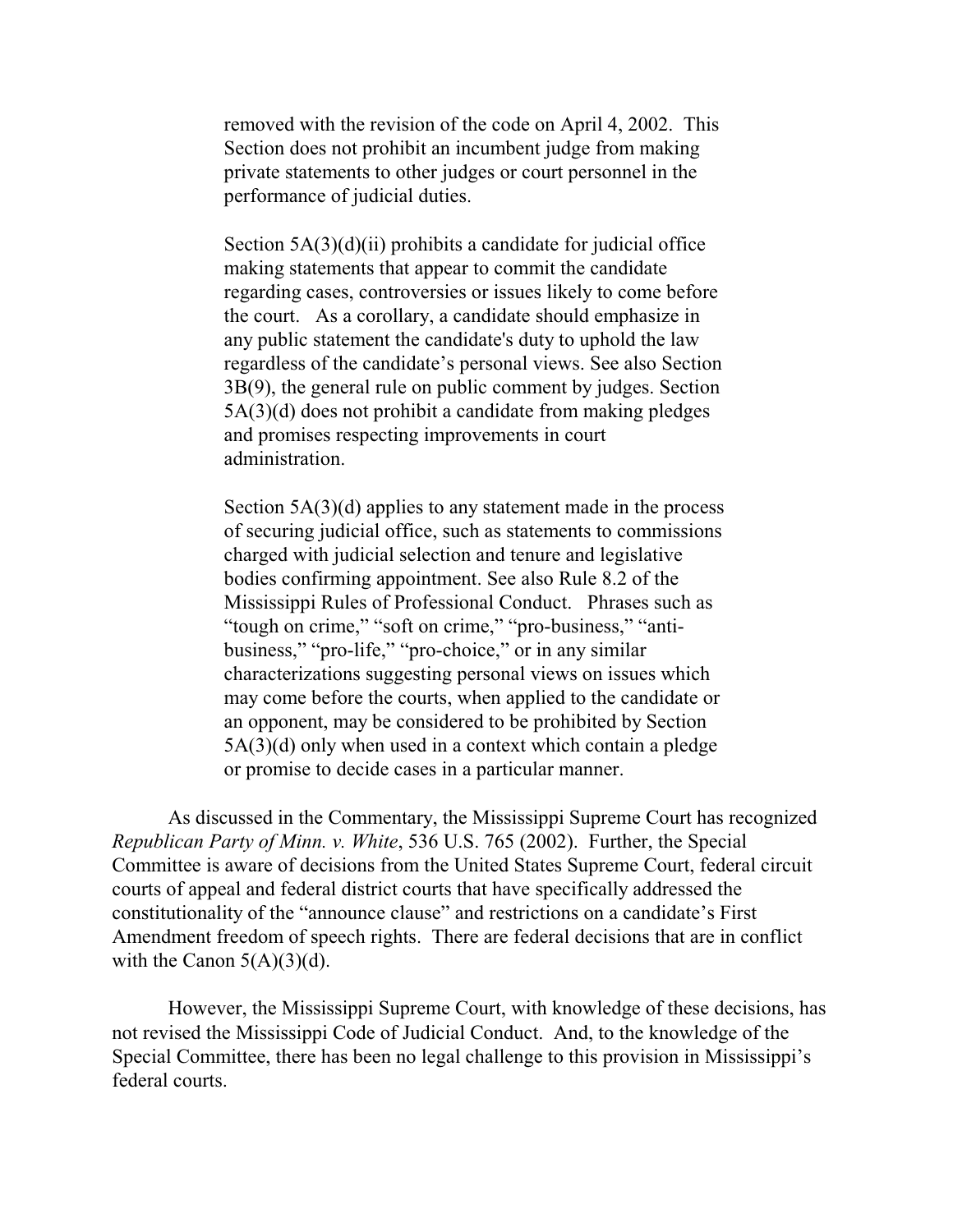removed with the revision of the code on April 4, 2002. This Section does not prohibit an incumbent judge from making private statements to other judges or court personnel in the performance of judicial duties.

Section 5A(3)(d)(ii) prohibits a candidate for judicial office making statements that appear to commit the candidate regarding cases, controversies or issues likely to come before the court. As a corollary, a candidate should emphasize in any public statement the candidate's duty to uphold the law regardless of the candidate's personal views. See also Section 3B(9), the general rule on public comment by judges. Section 5A(3)(d) does not prohibit a candidate from making pledges and promises respecting improvements in court administration.

Section 5A(3)(d) applies to any statement made in the process of securing judicial office, such as statements to commissions charged with judicial selection and tenure and legislative bodies confirming appointment. See also Rule 8.2 of the Mississippi Rules of Professional Conduct. Phrases such as "tough on crime," "soft on crime," "pro-business," "anti-business," "pro-life," "pro-choice," or in any similar characterizations suggesting personal views on issues which may come before the courts, when applied to the candidate or an opponent, may be considered to be prohibited by Section 5A(3)(d) only when used in a context which contain a pledge or promise to decide cases in a particular manner.

As discussed in the Commentary, the Mississippi Supreme Court has recognized *Republican Party of Minn. v. White*, 536 U.S. 765 (2002). Further, the Special Committee is aware of decisions from the United States Supreme Court, federal circuit courts of appeal and federal district courts that have specifically addressed the constitutionality of the "announce clause" and restrictions on a candidate's First Amendment freedom of speech rights. There are federal decisions that are in conflict with the Canon 5(A)(3)(d).

However, the Mississippi Supreme Court, with knowledge of these decisions, has not revised the Mississippi Code of Judicial Conduct. And, to the knowledge of the Special Committee, there has been no legal challenge to this provision in Mississippi's federal courts.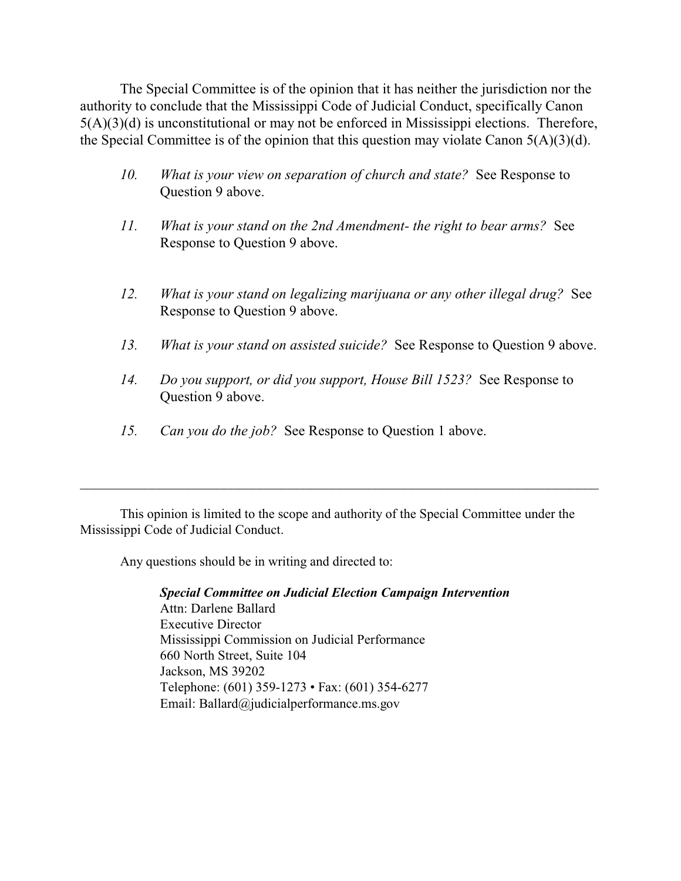The Special Committee is of the opinion that it has neither the jurisdiction nor the authority to conclude that the Mississippi Code of Judicial Conduct, specifically Canon 5(A)(3)(d) is unconstitutional or may not be enforced in Mississippi elections. Therefore, the Special Committee is of the opinion that this question may violate Canon 5(A)(3)(d).

10. *What is your view on separation of church and state?* See Response to Question 9 above.

11. *What is your stand on the 2nd Amendment- the right to bear arms?* See Response to Question 9 above.

12. *What is your stand on legalizing marijuana or any other illegal drug?* See Response to Question 9 above.

13. *What is your stand on assisted suicide?* See Response to Question 9 above.

14. *Do you support, or did you support, House Bill 1523?* See Response to Question 9 above.

15. *Can you do the job?* See Response to Question 1 above.

---

This opinion is limited to the scope and authority of the Special Committee under the Mississippi Code of Judicial Conduct.

Any questions should be in writing and directed to:

***Special Committee on Judicial Election Campaign Intervention***
Attn: Darlene Ballard
Executive Director
Mississippi Commission on Judicial Performance
660 North Street, Suite 104
Jackson, MS 39202
Telephone: (601) 359-1273 • Fax: (601) 354-6277
Email: Ballard@judicialperformance.ms.gov